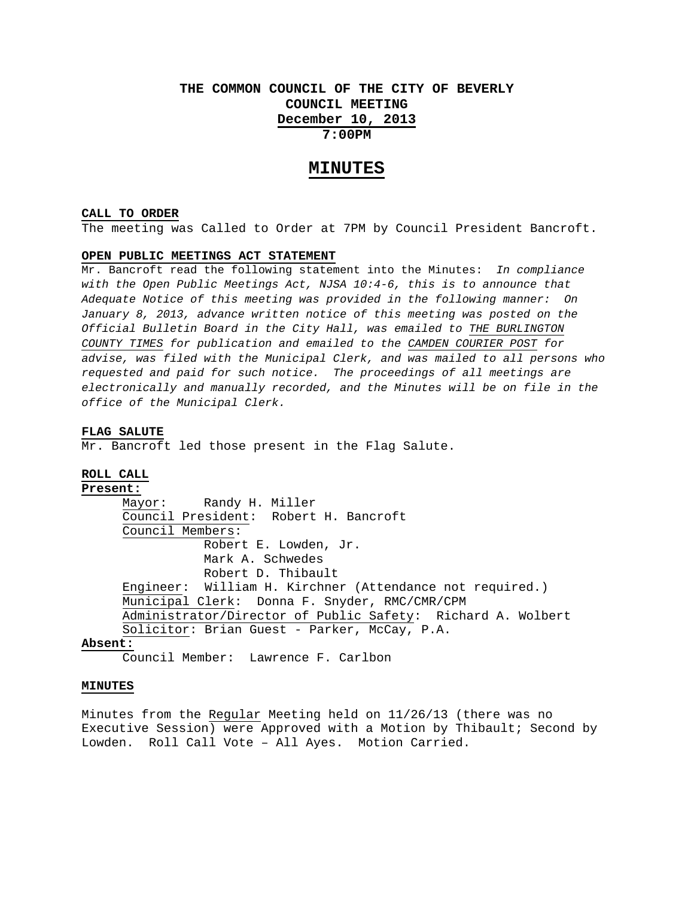# THE COMMON COUNCIL OF THE CITY OF BEVERLY
## COUNCIL MEETING
## December 10, 2013
## 7:00PM

# MINUTES

**CALL TO ORDER**

The meeting was Called to Order at 7PM by Council President Bancroft.

**OPEN PUBLIC MEETINGS ACT STATEMENT**

Mr. Bancroft read the following statement into the Minutes: *In compliance with the Open Public Meetings Act, NJSA 10:4-6, this is to announce that Adequate Notice of this meeting was provided in the following manner: On January 8, 2013, advance written notice of this meeting was posted on the Official Bulletin Board in the City Hall, was emailed to THE BURLINGTON COUNTY TIMES for publication and emailed to the CAMDEN COURIER POST for advise, was filed with the Municipal Clerk, and was mailed to all persons who requested and paid for such notice. The proceedings of all meetings are electronically and manually recorded, and the Minutes will be on file in the office of the Municipal Clerk.*

**FLAG SALUTE**

Mr. Bancroft led those present in the Flag Salute.

**ROLL CALL**

**Present:**

Mayor: Randy H. Miller
Council President: Robert H. Bancroft
Council Members:
Robert E. Lowden, Jr.
Mark A. Schwedes
Robert D. Thibault
Engineer: William H. Kirchner (Attendance not required.)
Municipal Clerk: Donna F. Snyder, RMC/CMR/CPM
Administrator/Director of Public Safety: Richard A. Wolbert
Solicitor: Brian Guest - Parker, McCay, P.A.

**Absent:**

Council Member: Lawrence F. Carlbon

**MINUTES**

Minutes from the Regular Meeting held on 11/26/13 (there was no Executive Session) were Approved with a Motion by Thibault; Second by Lowden. Roll Call Vote – All Ayes. Motion Carried.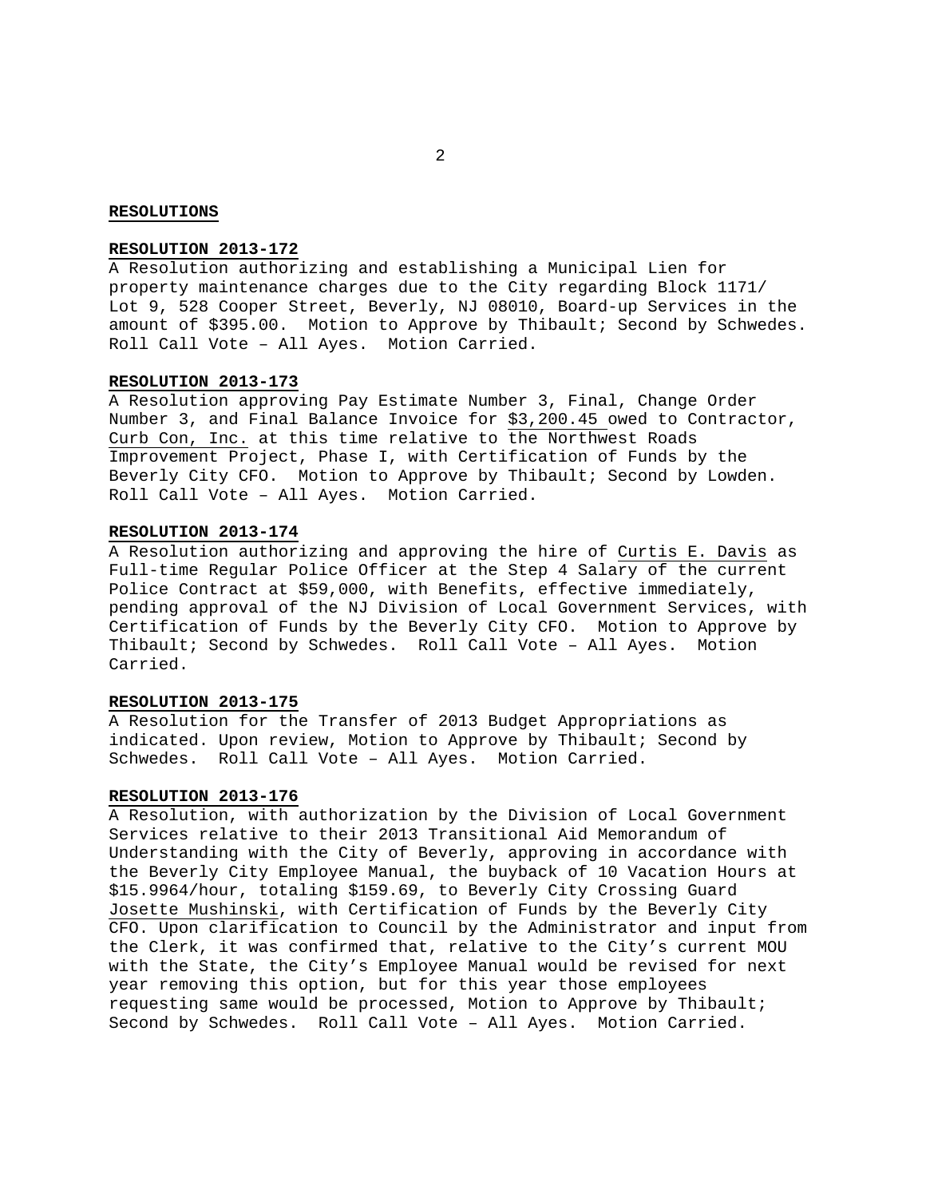## RESOLUTIONS

### RESOLUTION 2013-172

A Resolution authorizing and establishing a Municipal Lien for property maintenance charges due to the City regarding Block 1171/ Lot 9, 528 Cooper Street, Beverly, NJ 08010, Board-up Services in the amount of $395.00. Motion to Approve by Thibault; Second by Schwedes. Roll Call Vote – All Ayes. Motion Carried.

### RESOLUTION 2013-173

A Resolution approving Pay Estimate Number 3, Final, Change Order Number 3, and Final Balance Invoice for $3,200.45 owed to Contractor, Curb Con, Inc. at this time relative to the Northwest Roads Improvement Project, Phase I, with Certification of Funds by the Beverly City CFO. Motion to Approve by Thibault; Second by Lowden. Roll Call Vote – All Ayes. Motion Carried.

### RESOLUTION 2013-174

A Resolution authorizing and approving the hire of Curtis E. Davis as Full-time Regular Police Officer at the Step 4 Salary of the current Police Contract at $59,000, with Benefits, effective immediately, pending approval of the NJ Division of Local Government Services, with Certification of Funds by the Beverly City CFO. Motion to Approve by Thibault; Second by Schwedes. Roll Call Vote – All Ayes. Motion Carried.

### RESOLUTION 2013-175

A Resolution for the Transfer of 2013 Budget Appropriations as indicated. Upon review, Motion to Approve by Thibault; Second by Schwedes. Roll Call Vote – All Ayes. Motion Carried.

### RESOLUTION 2013-176

A Resolution, with authorization by the Division of Local Government Services relative to their 2013 Transitional Aid Memorandum of Understanding with the City of Beverly, approving in accordance with the Beverly City Employee Manual, the buyback of 10 Vacation Hours at $15.9964/hour, totaling $159.69, to Beverly City Crossing Guard Josette Mushinski, with Certification of Funds by the Beverly City CFO. Upon clarification to Council by the Administrator and input from the Clerk, it was confirmed that, relative to the City's current MOU with the State, the City's Employee Manual would be revised for next year removing this option, but for this year those employees requesting same would be processed, Motion to Approve by Thibault; Second by Schwedes. Roll Call Vote – All Ayes. Motion Carried.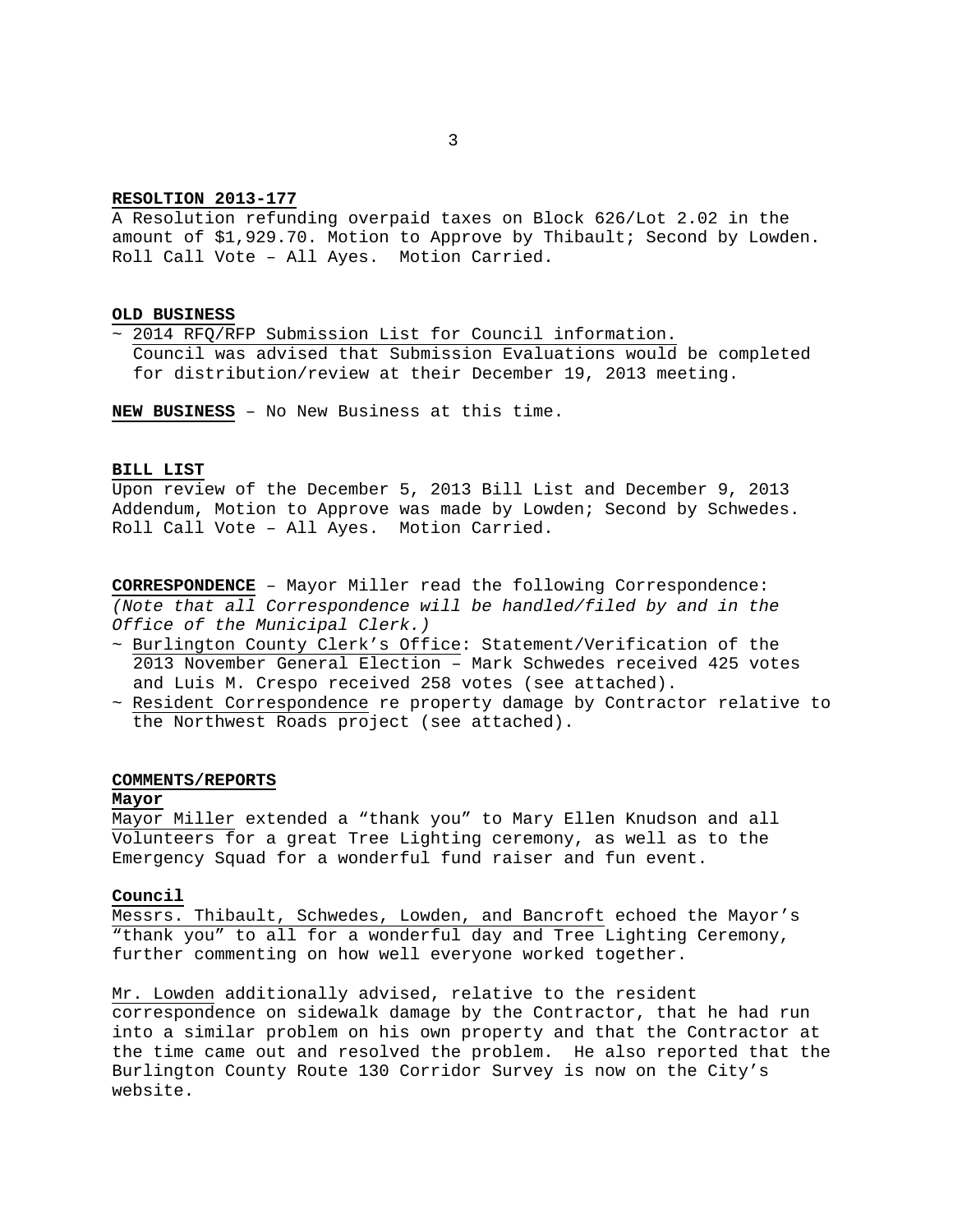**RESOLTION 2013-177**
A Resolution refunding overpaid taxes on Block 626/Lot 2.02 in the amount of $1,929.70. Motion to Approve by Thibault; Second by Lowden. Roll Call Vote – All Ayes. Motion Carried.

**OLD BUSINESS**

~ 2014 RFQ/RFP Submission List for Council information.
  Council was advised that Submission Evaluations would be completed for distribution/review at their December 19, 2013 meeting.

**NEW BUSINESS** – No New Business at this time.

**BILL LIST**
Upon review of the December 5, 2013 Bill List and December 9, 2013 Addendum, Motion to Approve was made by Lowden; Second by Schwedes. Roll Call Vote – All Ayes. Motion Carried.

**CORRESPONDENCE** – Mayor Miller read the following Correspondence:
*(Note that all Correspondence will be handled/filed by and in the Office of the Municipal Clerk.)*

~ Burlington County Clerk's Office: Statement/Verification of the 2013 November General Election – Mark Schwedes received 425 votes and Luis M. Crespo received 258 votes (see attached).
~ Resident Correspondence re property damage by Contractor relative to the Northwest Roads project (see attached).

**COMMENTS/REPORTS**

**Mayor**

Mayor Miller extended a "thank you" to Mary Ellen Knudson and all Volunteers for a great Tree Lighting ceremony, as well as to the Emergency Squad for a wonderful fund raiser and fun event.

**Council**

Messrs. Thibault, Schwedes, Lowden, and Bancroft echoed the Mayor's "thank you" to all for a wonderful day and Tree Lighting Ceremony, further commenting on how well everyone worked together.

Mr. Lowden additionally advised, relative to the resident correspondence on sidewalk damage by the Contractor, that he had run into a similar problem on his own property and that the Contractor at the time came out and resolved the problem. He also reported that the Burlington County Route 130 Corridor Survey is now on the City's website.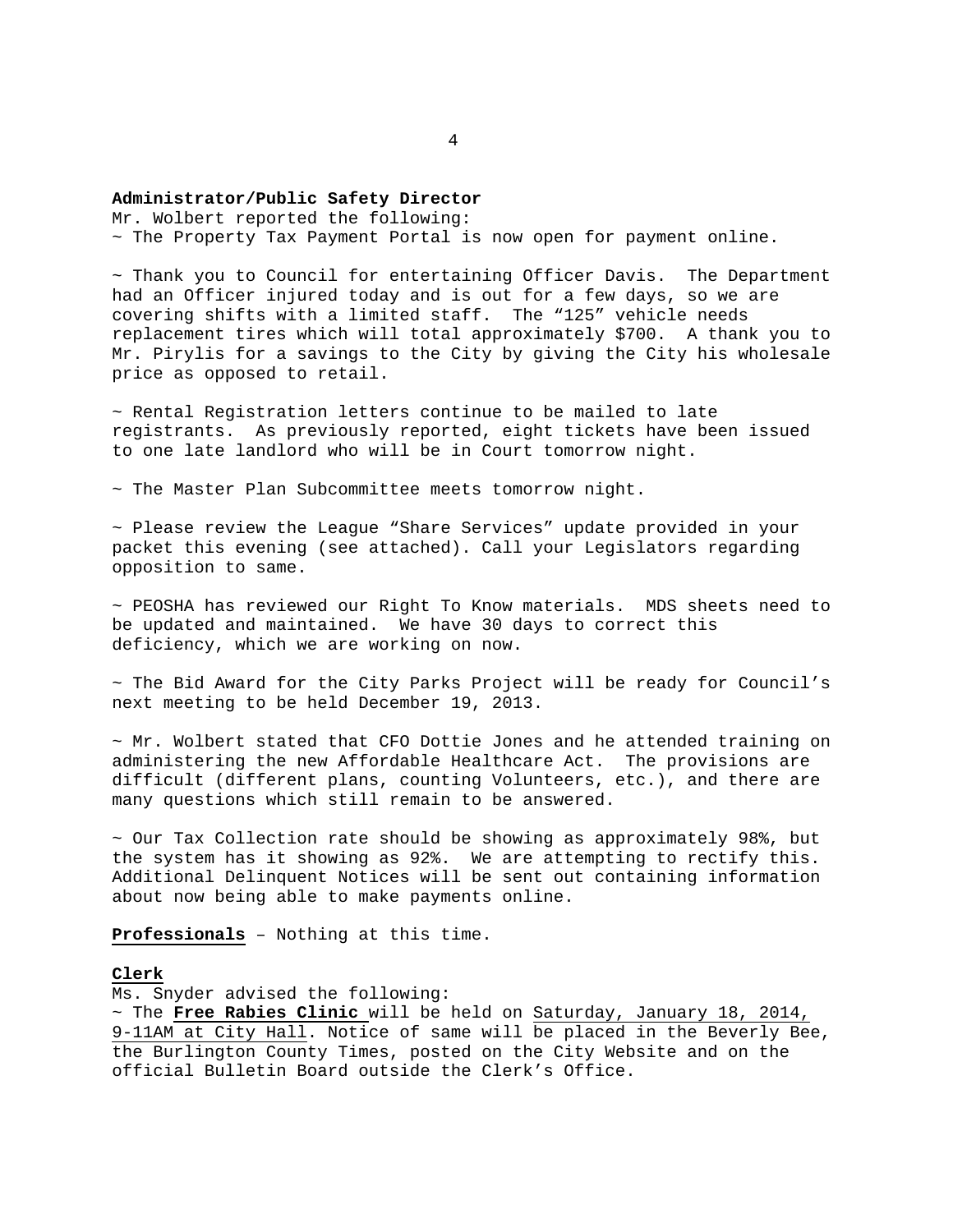**Administrator/Public Safety Director**

Mr. Wolbert reported the following:

~ The Property Tax Payment Portal is now open for payment online.

~ Thank you to Council for entertaining Officer Davis. The Department had an Officer injured today and is out for a few days, so we are covering shifts with a limited staff. The "125" vehicle needs replacement tires which will total approximately $700. A thank you to Mr. Pirylis for a savings to the City by giving the City his wholesale price as opposed to retail.

~ Rental Registration letters continue to be mailed to late registrants. As previously reported, eight tickets have been issued to one late landlord who will be in Court tomorrow night.

~ The Master Plan Subcommittee meets tomorrow night.

~ Please review the League "Share Services" update provided in your packet this evening (see attached). Call your Legislators regarding opposition to same.

~ PEOSHA has reviewed our Right To Know materials. MDS sheets need to be updated and maintained. We have 30 days to correct this deficiency, which we are working on now.

~ The Bid Award for the City Parks Project will be ready for Council's next meeting to be held December 19, 2013.

~ Mr. Wolbert stated that CFO Dottie Jones and he attended training on administering the new Affordable Healthcare Act. The provisions are difficult (different plans, counting Volunteers, etc.), and there are many questions which still remain to be answered.

~ Our Tax Collection rate should be showing as approximately 98%, but the system has it showing as 92%. We are attempting to rectify this. Additional Delinquent Notices will be sent out containing information about now being able to make payments online.

**Professionals** – Nothing at this time.

**Clerk**

Ms. Snyder advised the following:

~ The **Free Rabies Clinic** will be held on Saturday, January 18, 2014, 9-11AM at City Hall. Notice of same will be placed in the Beverly Bee, the Burlington County Times, posted on the City Website and on the official Bulletin Board outside the Clerk's Office.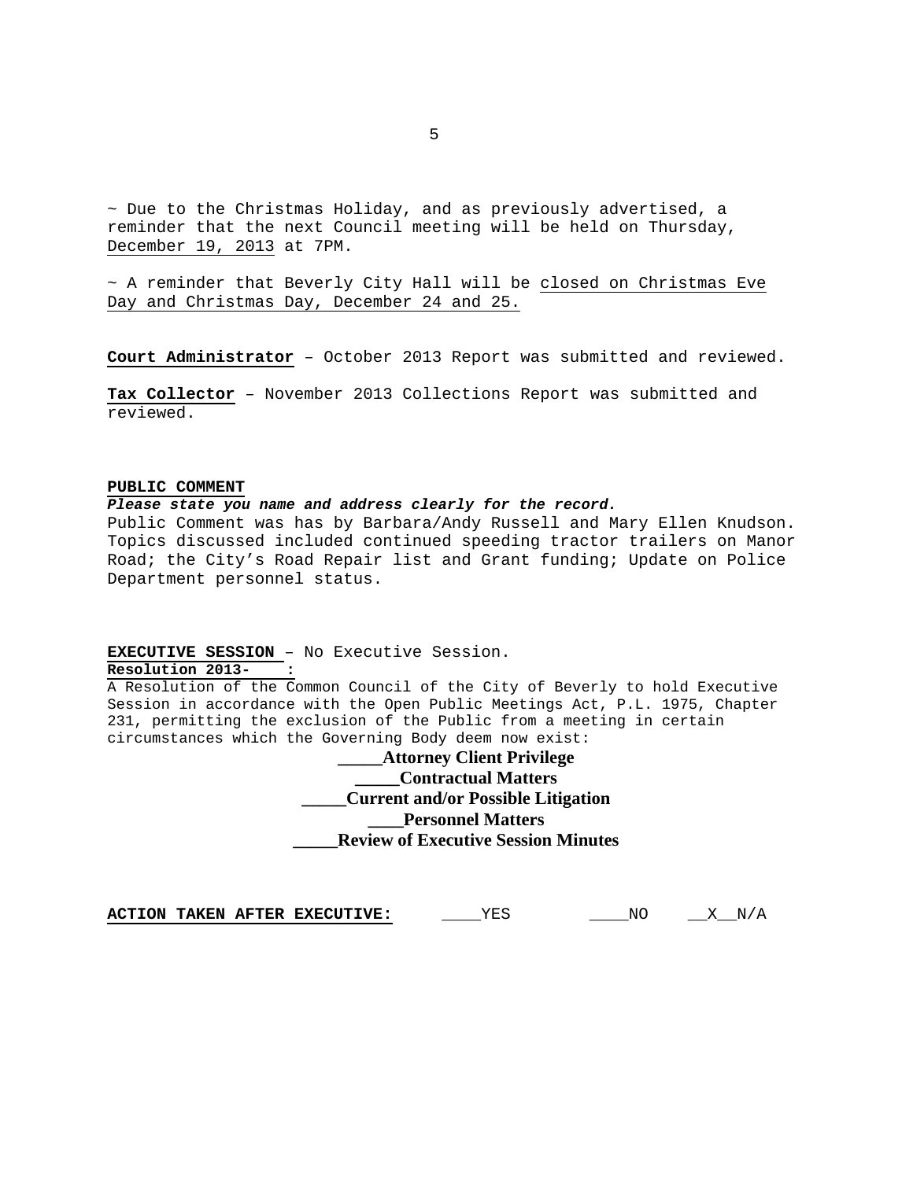~ Due to the Christmas Holiday, and as previously advertised, a reminder that the next Council meeting will be held on Thursday, December 19, 2013 at 7PM.

~ A reminder that Beverly City Hall will be closed on Christmas Eve Day and Christmas Day, December 24 and 25.

**Court Administrator** – October 2013 Report was submitted and reviewed.

**Tax Collector** – November 2013 Collections Report was submitted and reviewed.

**PUBLIC COMMENT**

***Please state you name and address clearly for the record.***

Public Comment was has by Barbara/Andy Russell and Mary Ellen Knudson. Topics discussed included continued speeding tractor trailers on Manor Road; the City's Road Repair list and Grant funding; Update on Police Department personnel status.

**EXECUTIVE SESSION** – No Executive Session.

**Resolution 2013-    :**

A Resolution of the Common Council of the City of Beverly to hold Executive Session in accordance with the Open Public Meetings Act, P.L. 1975, Chapter 231, permitting the exclusion of the Public from a meeting in certain circumstances which the Governing Body deem now exist:

**_____Attorney Client Privilege**

**_____Contractual Matters**

**_____Current and/or Possible Litigation**

**____Personnel Matters**

**_____Review of Executive Session Minutes**

**ACTION TAKEN AFTER EXECUTIVE:** ____YES ____NO __X__N/A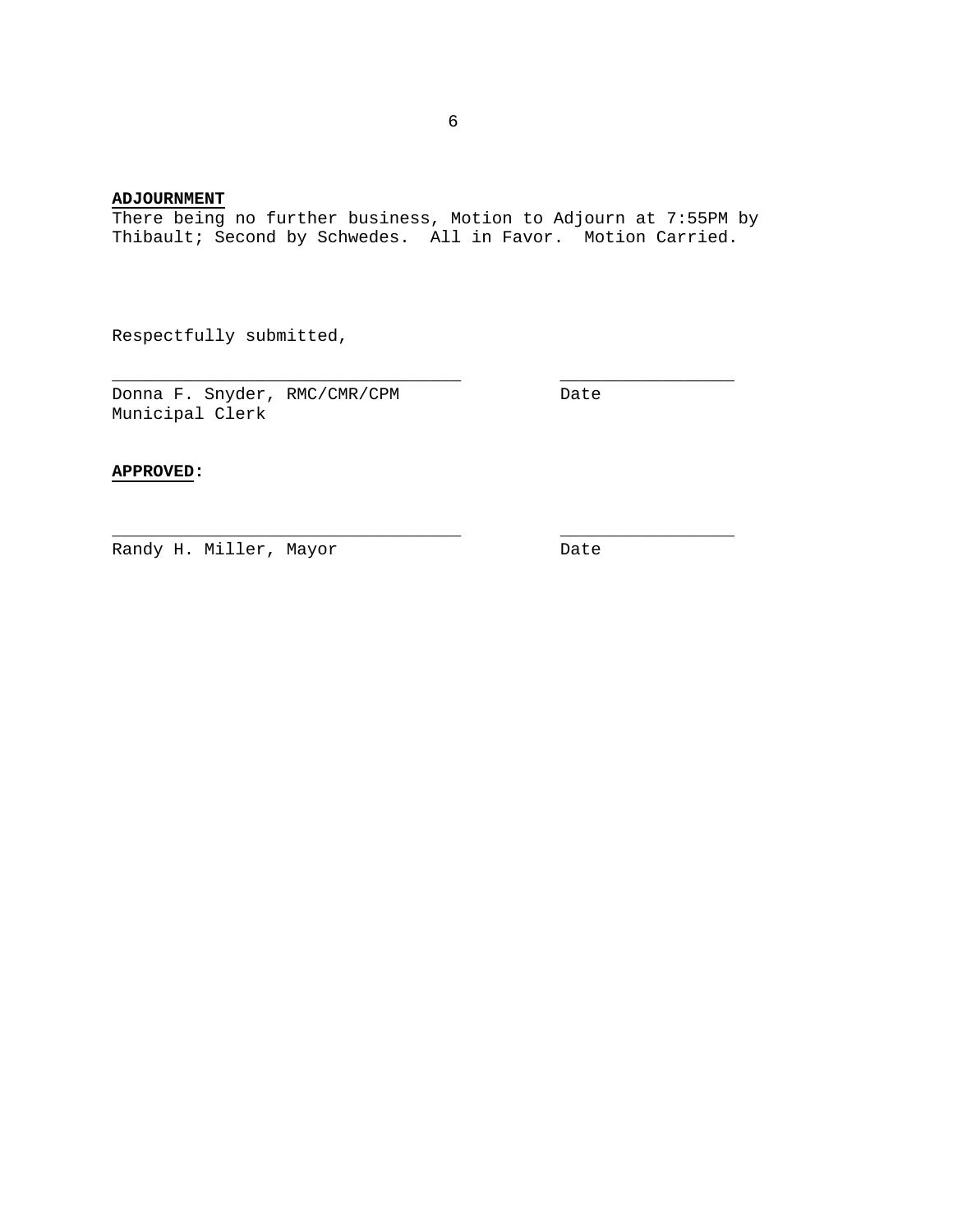**ADJOURNMENT**
There being no further business, Motion to Adjourn at 7:55PM by Thibault; Second by Schwedes. All in Favor. Motion Carried.

Respectfully submitted,

___________________________________ _________________
Donna F. Snyder, RMC/CMR/CPM Date
Municipal Clerk

**APPROVED**:

___________________________________ _________________
Randy H. Miller, Mayor Date